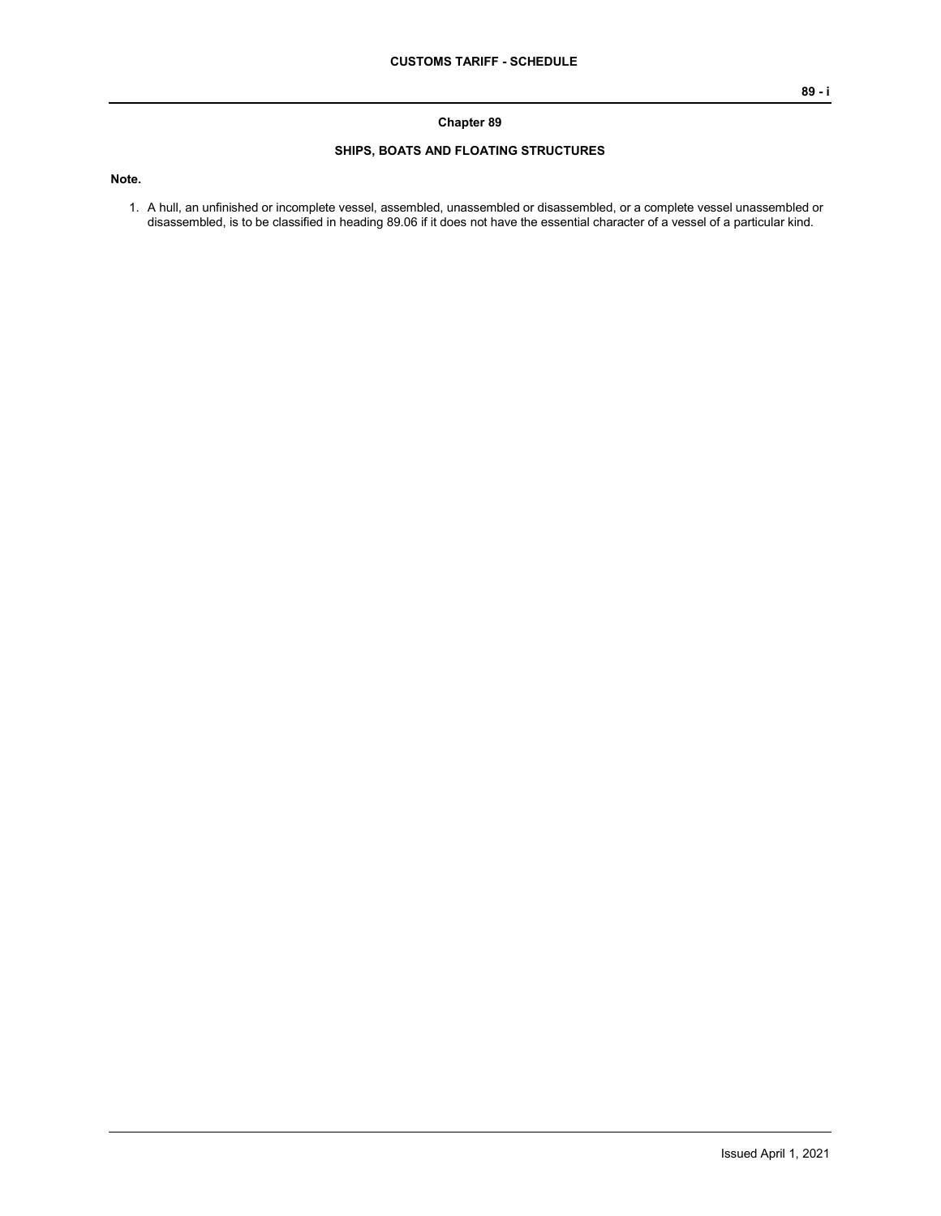## Chapter 89

### SHIPS, BOATS AND FLOATING STRUCTURES

**Note.**

1. A hull, an unfinished or incomplete vessel, assembled, unassembled or disassembled, or a complete vessel unassembled or disassembled, is to be classified in heading 89.06 if it does not have the essential character of a vessel of a particular kind.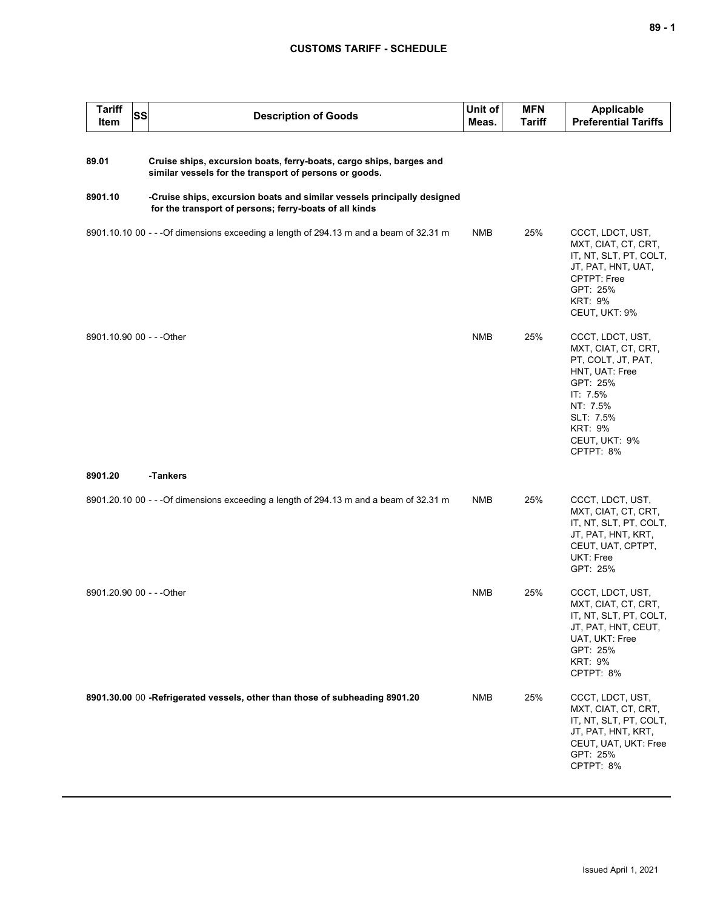## CUSTOMS TARIFF - SCHEDULE

| Tariff Item | SS | Description of Goods | Unit of Meas. | MFN Tariff | Applicable Preferential Tariffs |
|---|---|---|---|---|---|
| **89.01** | | **Cruise ships, excursion boats, ferry-boats, cargo ships, barges and similar vessels for the transport of persons or goods.** | | | |
| **8901.10** | | **-Cruise ships, excursion boats and similar vessels principally designed for the transport of persons; ferry-boats of all kinds** | | | |
| 8901.10.10 | 00 | - - -Of dimensions exceeding a length of 294.13 m and a beam of 32.31 m | NMB | 25% | CCCT, LDCT, UST, MXT, CIAT, CT, CRT, IT, NT, SLT, PT, COLT, JT, PAT, HNT, UAT, CPTPT: Free<br>GPT: 25%<br>KRT: 9%<br>CEUT, UKT: 9% |
| 8901.10.90 | 00 | - - -Other | NMB | 25% | CCCT, LDCT, UST, MXT, CIAT, CT, CRT, PT, COLT, JT, PAT, HNT, UAT: Free<br>GPT: 25%<br>IT: 7.5%<br>NT: 7.5%<br>SLT: 7.5%<br>KRT: 9%<br>CEUT, UKT: 9%<br>CPTPT: 8% |
| **8901.20** | | **-Tankers** | | | |
| 8901.20.10 | 00 | - - -Of dimensions exceeding a length of 294.13 m and a beam of 32.31 m | NMB | 25% | CCCT, LDCT, UST, MXT, CIAT, CT, CRT, IT, NT, SLT, PT, COLT, JT, PAT, HNT, KRT, CEUT, UAT, CPTPT, UKT: Free<br>GPT: 25% |
| 8901.20.90 | 00 | - - -Other | NMB | 25% | CCCT, LDCT, UST, MXT, CIAT, CT, CRT, IT, NT, SLT, PT, COLT, JT, PAT, HNT, CEUT, UAT, UKT: Free<br>GPT: 25%<br>KRT: 9%<br>CPTPT: 8% |
| **8901.30.00** | 00 | **-Refrigerated vessels, other than those of subheading 8901.20** | NMB | 25% | CCCT, LDCT, UST, MXT, CIAT, CT, CRT, IT, NT, SLT, PT, COLT, JT, PAT, HNT, KRT, CEUT, UAT, UKT: Free<br>GPT: 25%<br>CPTPT: 8% |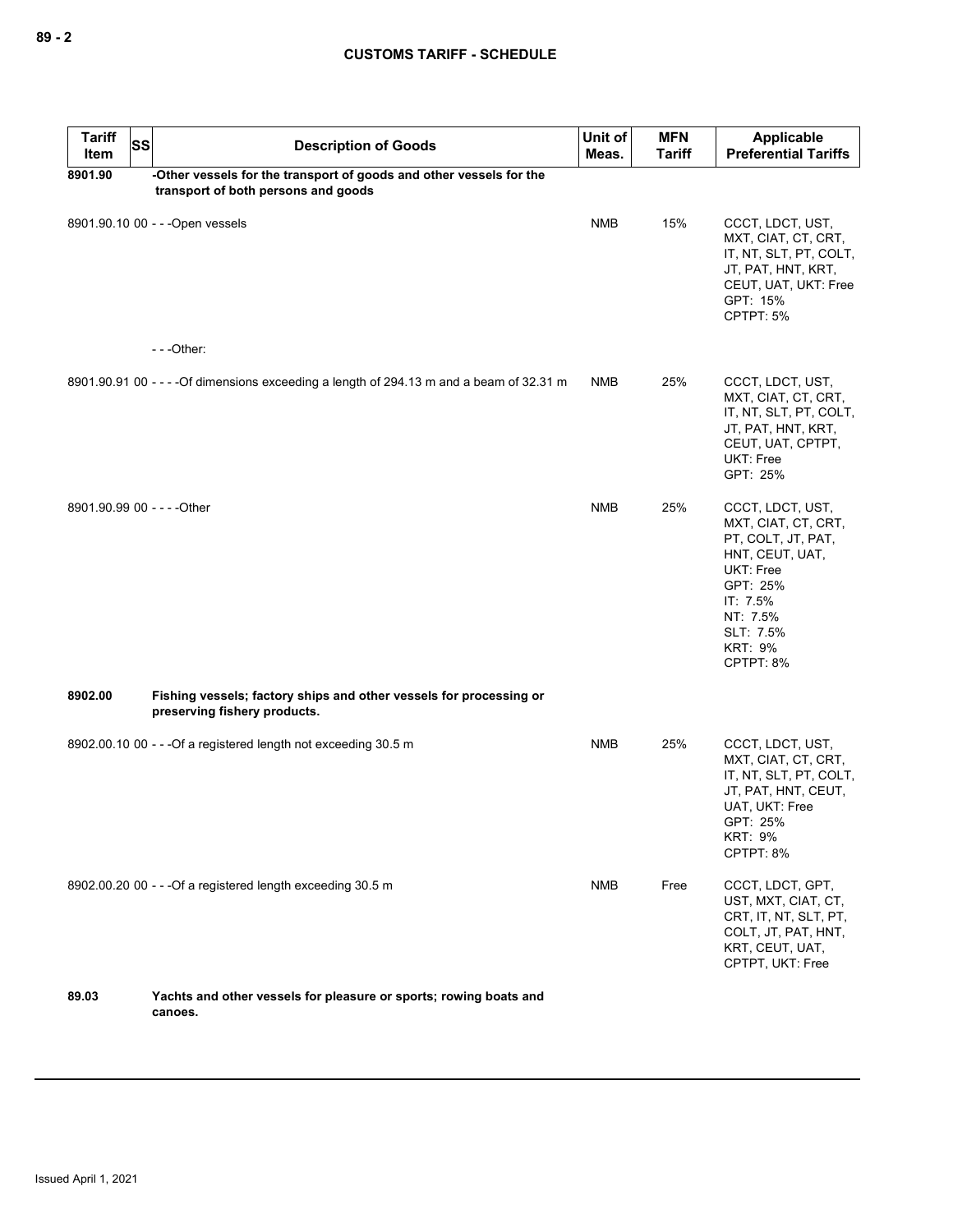| Tariff Item | SS | Description of Goods | Unit of Meas. | MFN Tariff | Applicable Preferential Tariffs |
|---|---|---|---|---|---|
| **8901.90** | | **-Other vessels for the transport of goods and other vessels for the transport of both persons and goods** | | | |
| 8901.90.10 | 00 | - - -Open vessels | NMB | 15% | CCCT, LDCT, UST, MXT, CIAT, CT, CRT, IT, NT, SLT, PT, COLT, JT, PAT, HNT, KRT, CEUT, UAT, UKT: Free<br>GPT: 15%<br>CPTPT: 5% |
| | | - - -Other: | | | |
| 8901.90.91 | 00 | - - - -Of dimensions exceeding a length of 294.13 m and a beam of 32.31 m | NMB | 25% | CCCT, LDCT, UST, MXT, CIAT, CT, CRT, IT, NT, SLT, PT, COLT, JT, PAT, HNT, KRT, CEUT, UAT, CPTPT, UKT: Free<br>GPT: 25% |
| 8901.90.99 | 00 | - - - -Other | NMB | 25% | CCCT, LDCT, UST, MXT, CIAT, CT, CRT, PT, COLT, JT, PAT, HNT, CEUT, UAT, UKT: Free<br>GPT: 25%<br>IT: 7.5%<br>NT: 7.5%<br>SLT: 7.5%<br>KRT: 9%<br>CPTPT: 8% |
| **8902.00** | | **Fishing vessels; factory ships and other vessels for processing or preserving fishery products.** | | | |
| 8902.00.10 | 00 | - - -Of a registered length not exceeding 30.5 m | NMB | 25% | CCCT, LDCT, UST, MXT, CIAT, CT, CRT, IT, NT, SLT, PT, COLT, JT, PAT, HNT, CEUT, UAT, UKT: Free<br>GPT: 25%<br>KRT: 9%<br>CPTPT: 8% |
| 8902.00.20 | 00 | - - -Of a registered length exceeding 30.5 m | NMB | Free | CCCT, LDCT, GPT, UST, MXT, CIAT, CT, CRT, IT, NT, SLT, PT, COLT, JT, PAT, HNT, KRT, CEUT, UAT, CPTPT, UKT: Free |
| **89.03** | | **Yachts and other vessels for pleasure or sports; rowing boats and canoes.** | | | |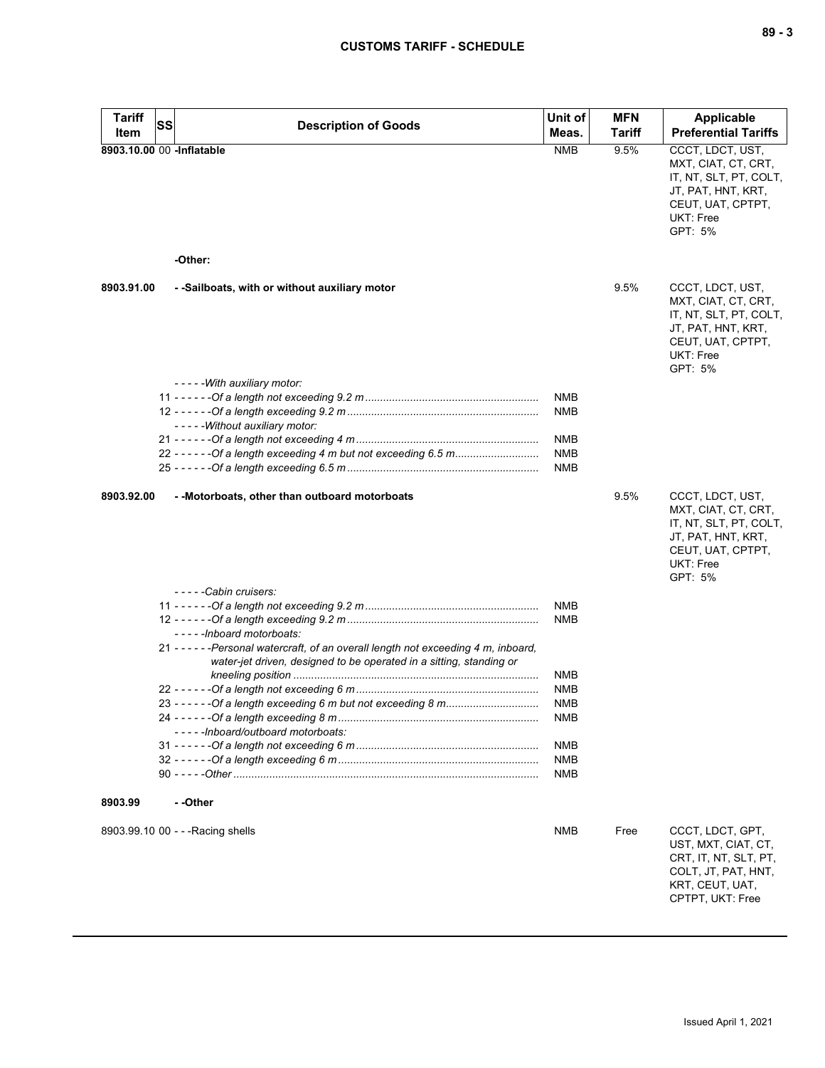| Tariff Item | SS | Description of Goods | Unit of Meas. | MFN Tariff | Applicable Preferential Tariffs |
|---|---|---|---|---|---|
| **8903.10.00** | 00 | **-Inflatable** | NMB | 9.5% | CCCT, LDCT, UST, MXT, CIAT, CT, CRT, IT, NT, SLT, PT, COLT, JT, PAT, HNT, KRT, CEUT, UAT, CPTPT, UKT: Free<br>GPT: 5% |
| | | **-Other:** | | | |
| **8903.91.00** | | **- -Sailboats, with or without auxiliary motor** | | 9.5% | CCCT, LDCT, UST, MXT, CIAT, CT, CRT, IT, NT, SLT, PT, COLT, JT, PAT, HNT, KRT, CEUT, UAT, CPTPT, UKT: Free<br>GPT: 5% |
| | | *- - - - -With auxiliary motor:* | | | |
| | 11 | *- - - - - -Of a length not exceeding 9.2 m* | NMB | | |
| | 12 | *- - - - - -Of a length exceeding 9.2 m* | NMB | | |
| | | *- - - - -Without auxiliary motor:* | | | |
| | 21 | *- - - - - -Of a length not exceeding 4 m* | NMB | | |
| | 22 | *- - - - - -Of a length exceeding 4 m but not exceeding 6.5 m* | NMB | | |
| | 25 | *- - - - - -Of a length exceeding 6.5 m* | NMB | | |
| **8903.92.00** | | **- -Motorboats, other than outboard motorboats** | | 9.5% | CCCT, LDCT, UST, MXT, CIAT, CT, CRT, IT, NT, SLT, PT, COLT, JT, PAT, HNT, KRT, CEUT, UAT, CPTPT, UKT: Free<br>GPT: 5% |
| | | *- - - - -Cabin cruisers:* | | | |
| | 11 | *- - - - - -Of a length not exceeding 9.2 m* | NMB | | |
| | 12 | *- - - - - -Of a length exceeding 9.2 m* | NMB | | |
| | | *- - - - -Inboard motorboats:* | | | |
| | 21 | *- - - - - -Personal watercraft, of an overall length not exceeding 4 m, inboard, water-jet driven, designed to be operated in a sitting, standing or kneeling position* | NMB | | |
| | 22 | *- - - - - -Of a length not exceeding 6 m* | NMB | | |
| | 23 | *- - - - - -Of a length exceeding 6 m but not exceeding 8 m* | NMB | | |
| | 24 | *- - - - - -Of a length exceeding 8 m* | NMB | | |
| | | *- - - - -Inboard/outboard motorboats:* | | | |
| | 31 | *- - - - - -Of a length not exceeding 6 m* | NMB | | |
| | 32 | *- - - - - -Of a length exceeding 6 m* | NMB | | |
| | 90 | *- - - - -Other* | NMB | | |
| **8903.99** | | **- -Other** | | | |
| 8903.99.10 | 00 | - - -Racing shells | NMB | Free | CCCT, LDCT, GPT, UST, MXT, CIAT, CT, CRT, IT, NT, SLT, PT, COLT, JT, PAT, HNT, KRT, CEUT, UAT, CPTPT, UKT: Free |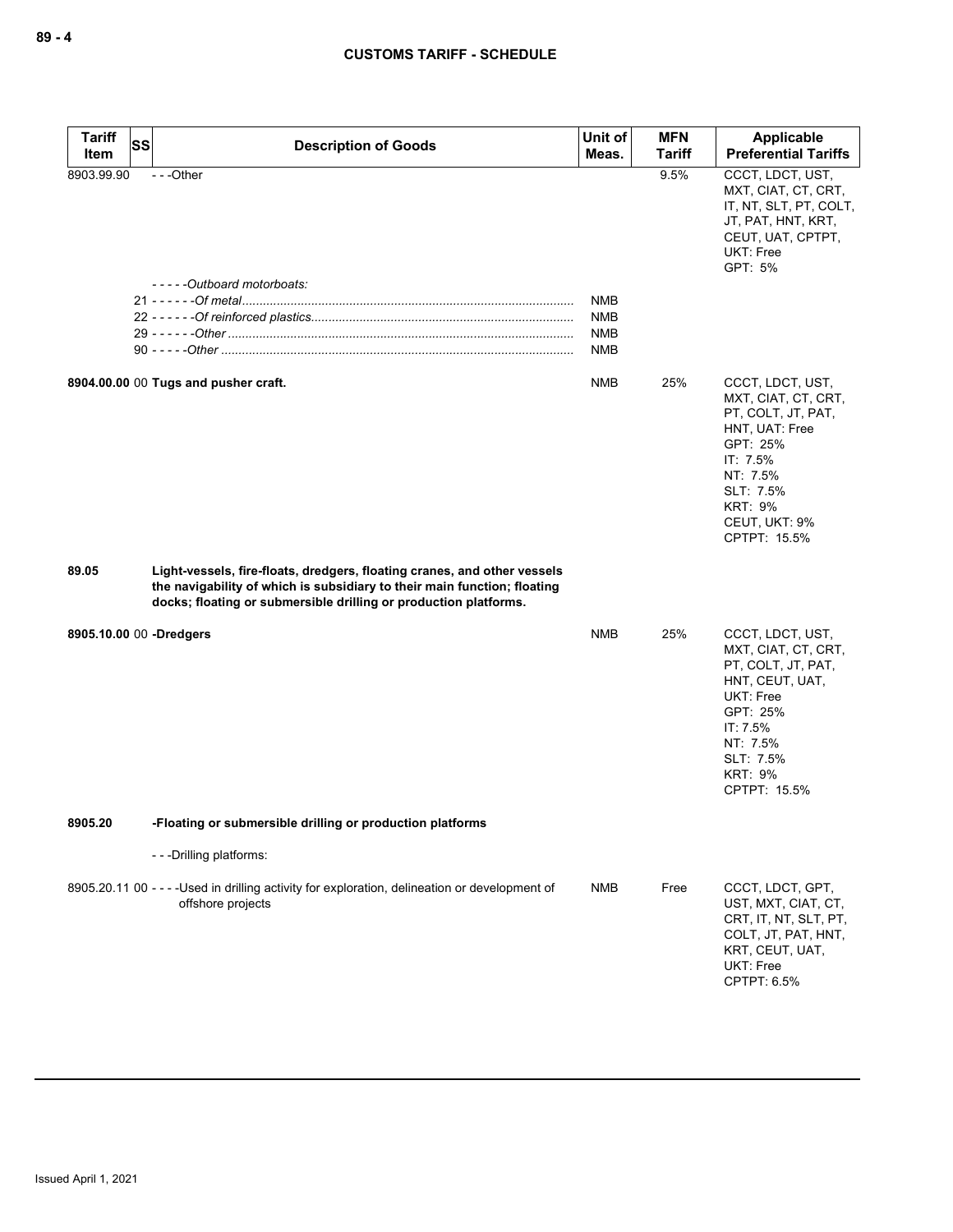| Tariff Item | SS | Description of Goods | Unit of Meas. | MFN Tariff | Applicable Preferential Tariffs |
|---|---|---|---|---|---|
| 8903.99.90 | | - - -Other | | 9.5% | CCCT, LDCT, UST, MXT, CIAT, CT, CRT, IT, NT, SLT, PT, COLT, JT, PAT, HNT, KRT, CEUT, UAT, CPTPT, UKT: Free<br>GPT: 5% |
| | | - - - - -*Outboard motorboats:* | | | |
| | 21 | - - - - - -*Of metal*............................................................................................. | NMB | | |
| | 22 | - - - - - -*Of reinforced plastics*........................................................................... | NMB | | |
| | 29 | - - - - - -*Other* .................................................................................................. | NMB | | |
| | 90 | - - - - -*Other* .................................................................................................... | NMB | | |
| 8904.00.00 | 00 | **Tugs and pusher craft.** | NMB | 25% | CCCT, LDCT, UST, MXT, CIAT, CT, CRT, PT, COLT, JT, PAT, HNT, UAT: Free<br>GPT: 25%<br>IT: 7.5%<br>NT: 7.5%<br>SLT: 7.5%<br>KRT: 9%<br>CEUT, UKT: 9%<br>CPTPT: 15.5% |
| **89.05** | | **Light-vessels, fire-floats, dredgers, floating cranes, and other vessels the navigability of which is subsidiary to their main function; floating docks; floating or submersible drilling or production platforms.** | | | |
| 8905.10.00 | 00 | **-Dredgers** | NMB | 25% | CCCT, LDCT, UST, MXT, CIAT, CT, CRT, PT, COLT, JT, PAT, HNT, CEUT, UAT, UKT: Free<br>GPT: 25%<br>IT: 7.5%<br>NT: 7.5%<br>SLT: 7.5%<br>KRT: 9%<br>CPTPT: 15.5% |
| **8905.20** | | **-Floating or submersible drilling or production platforms** | | | |
| | | - - -Drilling platforms: | | | |
| 8905.20.11 | 00 | - - - -Used in drilling activity for exploration, delineation or development of offshore projects | NMB | Free | CCCT, LDCT, GPT, UST, MXT, CIAT, CT, CRT, IT, NT, SLT, PT, COLT, JT, PAT, HNT, KRT, CEUT, UAT, UKT: Free<br>CPTPT: 6.5% |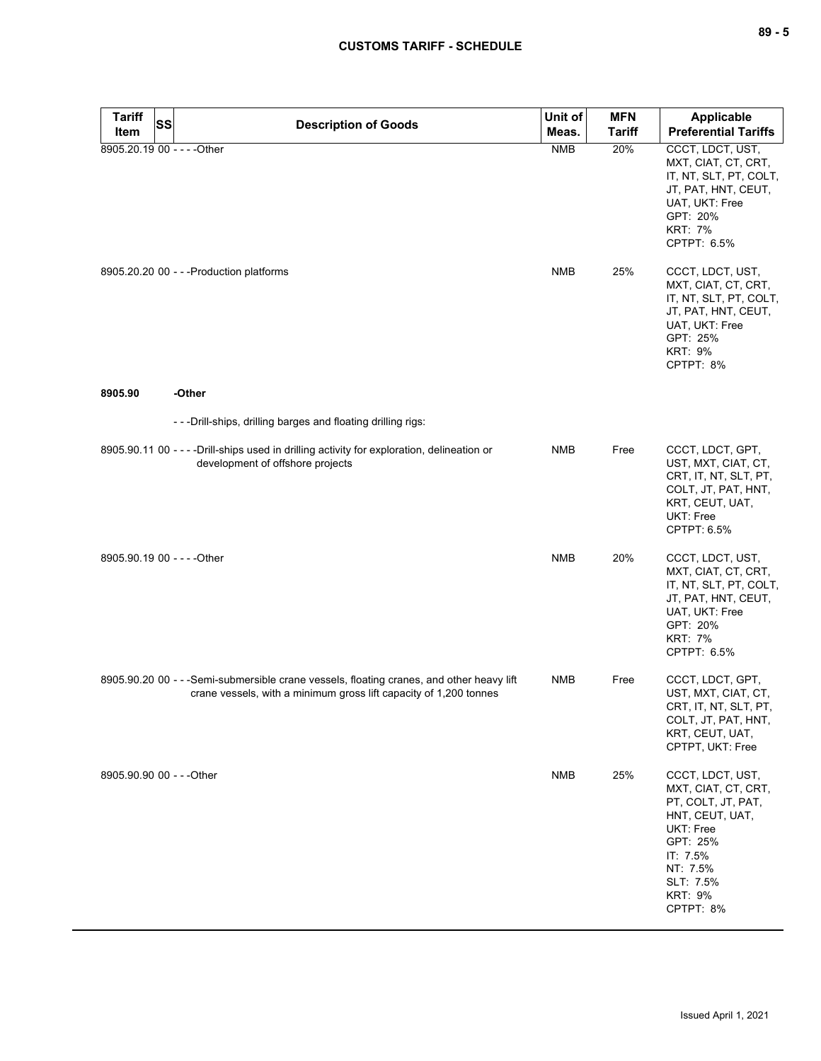| Tariff Item | SS | Description of Goods | Unit of Meas. | MFN Tariff | Applicable Preferential Tariffs |
|---|---|---|---|---|---|
| 8905.20.19 | 00 | - - - -Other | NMB | 20% | CCCT, LDCT, UST, MXT, CIAT, CT, CRT, IT, NT, SLT, PT, COLT, JT, PAT, HNT, CEUT, UAT, UKT: Free<br>GPT: 20%<br>KRT: 7%<br>CPTPT: 6.5% |
| 8905.20.20 | 00 | - - -Production platforms | NMB | 25% | CCCT, LDCT, UST, MXT, CIAT, CT, CRT, IT, NT, SLT, PT, COLT, JT, PAT, HNT, CEUT, UAT, UKT: Free<br>GPT: 25%<br>KRT: 9%<br>CPTPT: 8% |
| **8905.90** | | **-Other** | | | |
| | | - - -Drill-ships, drilling barges and floating drilling rigs: | | | |
| 8905.90.11 | 00 | - - - -Drill-ships used in drilling activity for exploration, delineation or development of offshore projects | NMB | Free | CCCT, LDCT, GPT, UST, MXT, CIAT, CT, CRT, IT, NT, SLT, PT, COLT, JT, PAT, HNT, KRT, CEUT, UAT, UKT: Free<br>CPTPT: 6.5% |
| 8905.90.19 | 00 | - - - -Other | NMB | 20% | CCCT, LDCT, UST, MXT, CIAT, CT, CRT, IT, NT, SLT, PT, COLT, JT, PAT, HNT, CEUT, UAT, UKT: Free<br>GPT: 20%<br>KRT: 7%<br>CPTPT: 6.5% |
| 8905.90.20 | 00 | - - -Semi-submersible crane vessels, floating cranes, and other heavy lift crane vessels, with a minimum gross lift capacity of 1,200 tonnes | NMB | Free | CCCT, LDCT, GPT, UST, MXT, CIAT, CT, CRT, IT, NT, SLT, PT, COLT, JT, PAT, HNT, KRT, CEUT, UAT, CPTPT, UKT: Free |
| 8905.90.90 | 00 | - - -Other | NMB | 25% | CCCT, LDCT, UST, MXT, CIAT, CT, CRT, PT, COLT, JT, PAT, HNT, CEUT, UAT, UKT: Free<br>GPT: 25%<br>IT: 7.5%<br>NT: 7.5%<br>SLT: 7.5%<br>KRT: 9%<br>CPTPT: 8% |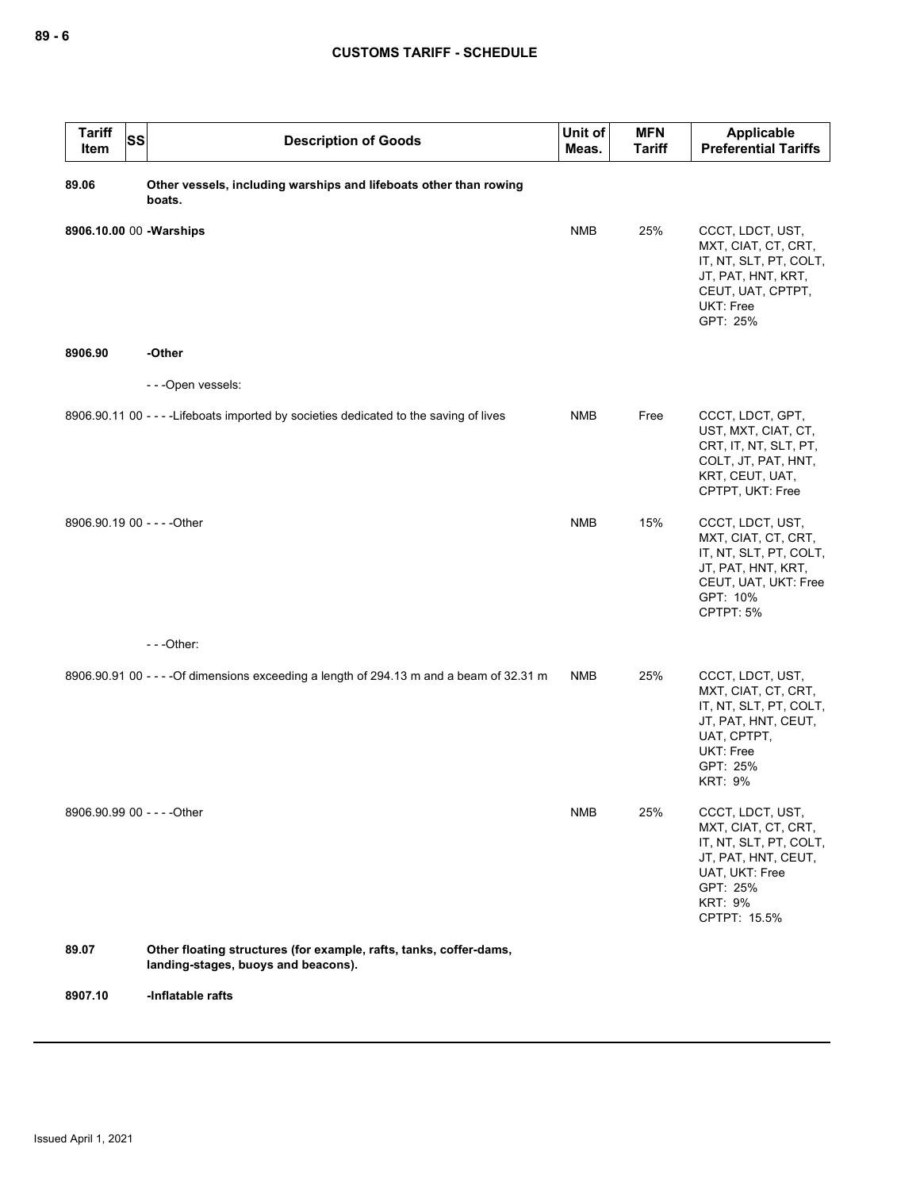| Tariff Item | SS | Description of Goods | Unit of Meas. | MFN Tariff | Applicable Preferential Tariffs |
|---|---|---|---|---|---|
| 89.06 | | **Other vessels, including warships and lifeboats other than rowing boats.** | | | |
| 8906.10.00 | 00 | **-Warships** | NMB | 25% | CCCT, LDCT, UST, MXT, CIAT, CT, CRT, IT, NT, SLT, PT, COLT, JT, PAT, HNT, KRT, CEUT, UAT, CPTPT, UKT: Free<br>GPT: 25% |
| 8906.90 | | **-Other** | | | |
| | | - - -Open vessels: | | | |
| 8906.90.11 | 00 | - - - -Lifeboats imported by societies dedicated to the saving of lives | NMB | Free | CCCT, LDCT, GPT, UST, MXT, CIAT, CT, CRT, IT, NT, SLT, PT, COLT, JT, PAT, HNT, KRT, CEUT, UAT, CPTPT, UKT: Free |
| 8906.90.19 | 00 | - - - -Other | NMB | 15% | CCCT, LDCT, UST, MXT, CIAT, CT, CRT, IT, NT, SLT, PT, COLT, JT, PAT, HNT, KRT, CEUT, UAT, UKT: Free<br>GPT: 10%<br>CPTPT: 5% |
| | | - - -Other: | | | |
| 8906.90.91 | 00 | - - - -Of dimensions exceeding a length of 294.13 m and a beam of 32.31 m | NMB | 25% | CCCT, LDCT, UST, MXT, CIAT, CT, CRT, IT, NT, SLT, PT, COLT, JT, PAT, HNT, CEUT, UAT, CPTPT, UKT: Free<br>GPT: 25%<br>KRT: 9% |
| 8906.90.99 | 00 | - - - -Other | NMB | 25% | CCCT, LDCT, UST, MXT, CIAT, CT, CRT, IT, NT, SLT, PT, COLT, JT, PAT, HNT, CEUT, UAT, UKT: Free<br>GPT: 25%<br>KRT: 9%<br>CPTPT: 15.5% |
| 89.07 | | **Other floating structures (for example, rafts, tanks, coffer-dams, landing-stages, buoys and beacons).** | | | |
| 8907.10 | | **-Inflatable rafts** | | | |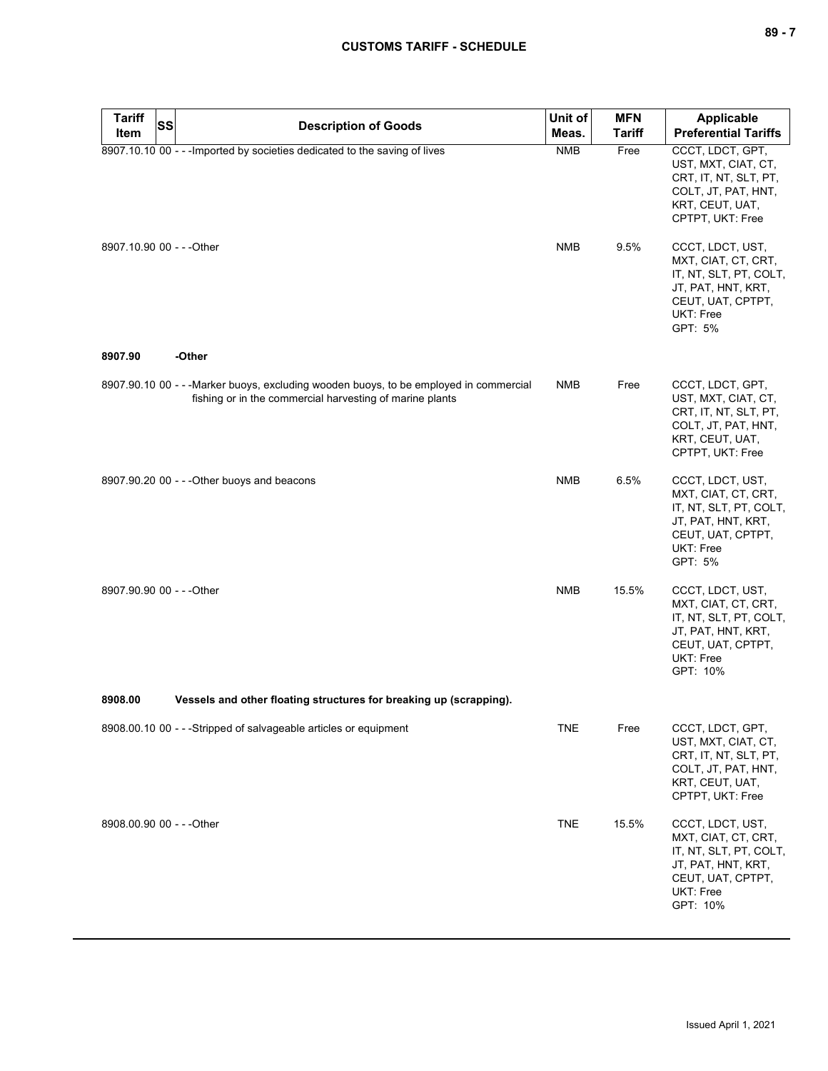| Tariff Item | SS | Description of Goods | Unit of Meas. | MFN Tariff | Applicable Preferential Tariffs |
|---|---|---|---|---|---|
| 8907.10.10 | 00 | - - -Imported by societies dedicated to the saving of lives | NMB | Free | CCCT, LDCT, GPT, UST, MXT, CIAT, CT, CRT, IT, NT, SLT, PT, COLT, JT, PAT, HNT, KRT, CEUT, UAT, CPTPT, UKT: Free |
| 8907.10.90 | 00 | - - -Other | NMB | 9.5% | CCCT, LDCT, UST, MXT, CIAT, CT, CRT, IT, NT, SLT, PT, COLT, JT, PAT, HNT, KRT, CEUT, UAT, CPTPT, UKT: Free<br>GPT: 5% |
| **8907.90** | | **-Other** | | | |
| 8907.90.10 | 00 | - - -Marker buoys, excluding wooden buoys, to be employed in commercial fishing or in the commercial harvesting of marine plants | NMB | Free | CCCT, LDCT, GPT, UST, MXT, CIAT, CT, CRT, IT, NT, SLT, PT, COLT, JT, PAT, HNT, KRT, CEUT, UAT, CPTPT, UKT: Free |
| 8907.90.20 | 00 | - - -Other buoys and beacons | NMB | 6.5% | CCCT, LDCT, UST, MXT, CIAT, CT, CRT, IT, NT, SLT, PT, COLT, JT, PAT, HNT, KRT, CEUT, UAT, CPTPT, UKT: Free<br>GPT: 5% |
| 8907.90.90 | 00 | - - -Other | NMB | 15.5% | CCCT, LDCT, UST, MXT, CIAT, CT, CRT, IT, NT, SLT, PT, COLT, JT, PAT, HNT, KRT, CEUT, UAT, CPTPT, UKT: Free<br>GPT: 10% |
| **8908.00** | | **Vessels and other floating structures for breaking up (scrapping).** | | | |
| 8908.00.10 | 00 | - - -Stripped of salvageable articles or equipment | TNE | Free | CCCT, LDCT, GPT, UST, MXT, CIAT, CT, CRT, IT, NT, SLT, PT, COLT, JT, PAT, HNT, KRT, CEUT, UAT, CPTPT, UKT: Free |
| 8908.00.90 | 00 | - - -Other | TNE | 15.5% | CCCT, LDCT, UST, MXT, CIAT, CT, CRT, IT, NT, SLT, PT, COLT, JT, PAT, HNT, KRT, CEUT, UAT, CPTPT, UKT: Free<br>GPT: 10% |